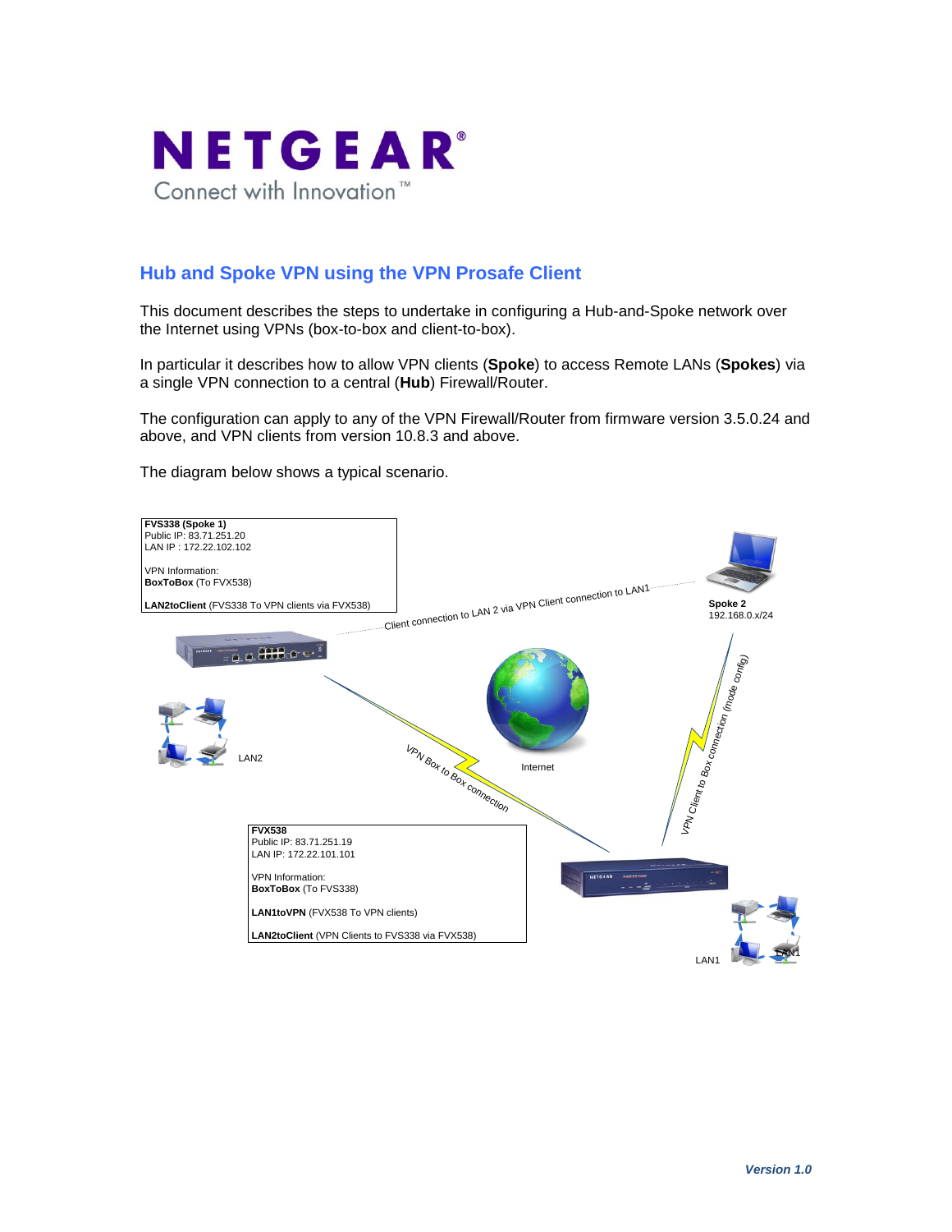NETGEAR®

Connect with Innovation™

## Hub and Spoke VPN using the VPN Prosafe Client

This document describes the steps to undertake in configuring a Hub-and-Spoke network over the Internet using VPNs (box-to-box and client-to-box).

In particular it describes how to allow VPN clients (**Spoke**) to access Remote LANs (**Spokes**) via a single VPN connection to a central (**Hub**) Firewall/Router.

The configuration can apply to any of the VPN Firewall/Router from firmware version 3.5.0.24 and above, and VPN clients from version 10.8.3 and above.

The diagram below shows a typical scenario.

**FVS338 (Spoke 1)**
Public IP: 83.71.251.20
LAN IP : 172.22.102.102

VPN Information:
**BoxToBox** (To FVX538)

**LAN2toClient** (FVS338 To VPN clients via FVX538)

Client connection to LAN 2 via VPN Client connection to LAN1

**Spoke 2**
192.168.0.x/24

VPN Client to Box connection (mode config)

LAN2

VPN Box to Box connection

Internet

**FVX538**
Public IP: 83.71.251.19
LAN IP: 172.22.101.101

VPN Information:
**BoxToBox** (To FVS338)

**LAN1toVPN** (FVX538 To VPN clients)

**LAN2toClient** (VPN Clients to FVS338 via FVX538)

LAN1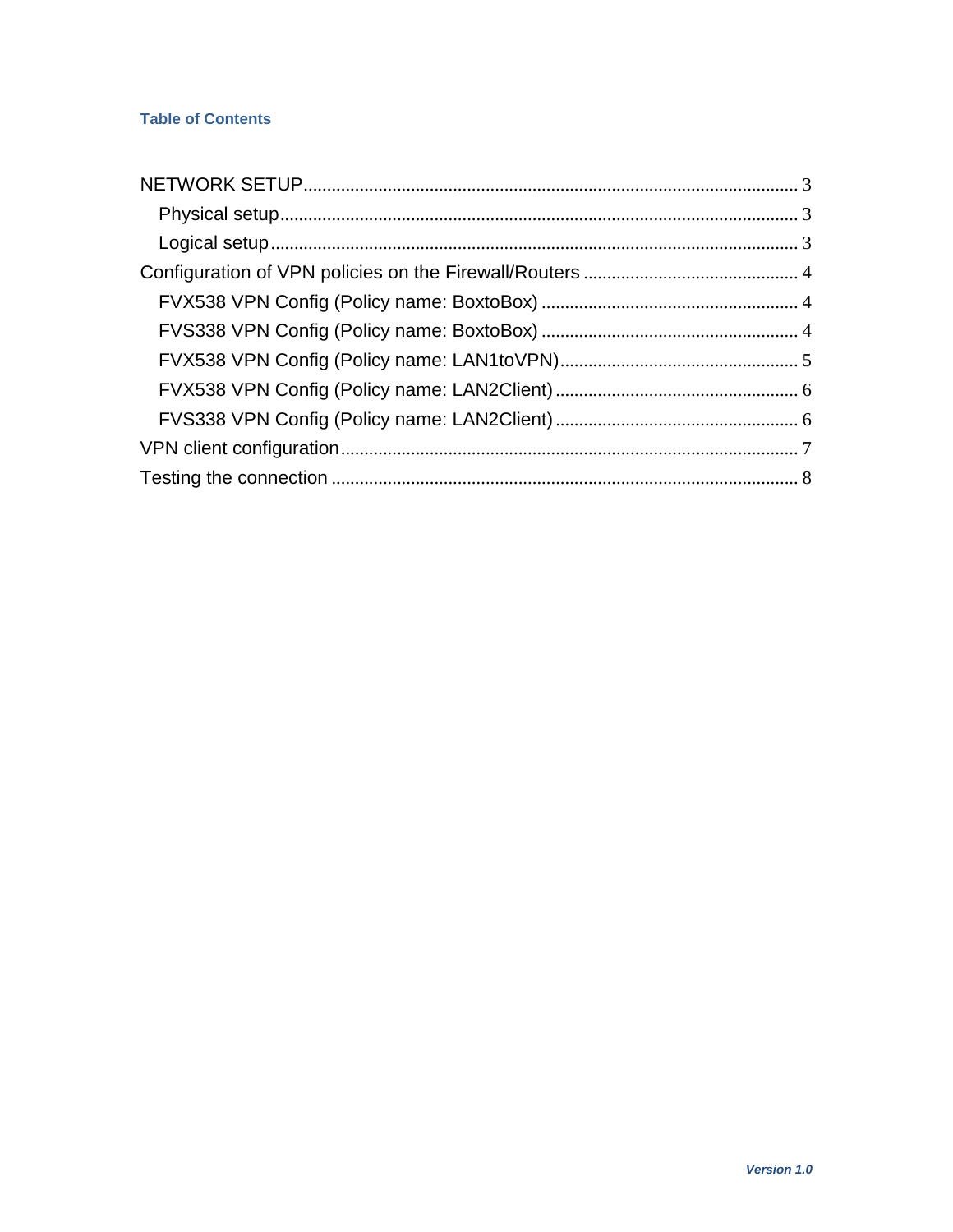## Table of Contents

- NETWORK SETUP ........ 3
  - Physical setup ........ 3
  - Logical setup ........ 3
- Configuration of VPN policies on the Firewall/Routers ........ 4
  - FVX538 VPN Config (Policy name: BoxtoBox) ........ 4
  - FVS338 VPN Config (Policy name: BoxtoBox) ........ 4
  - FVX538 VPN Config (Policy name: LAN1toVPN) ........ 5
  - FVX538 VPN Config (Policy name: LAN2Client) ........ 6
  - FVS338 VPN Config (Policy name: LAN2Client) ........ 6
- VPN client configuration ........ 7
- Testing the connection ........ 8

*Version 1.0*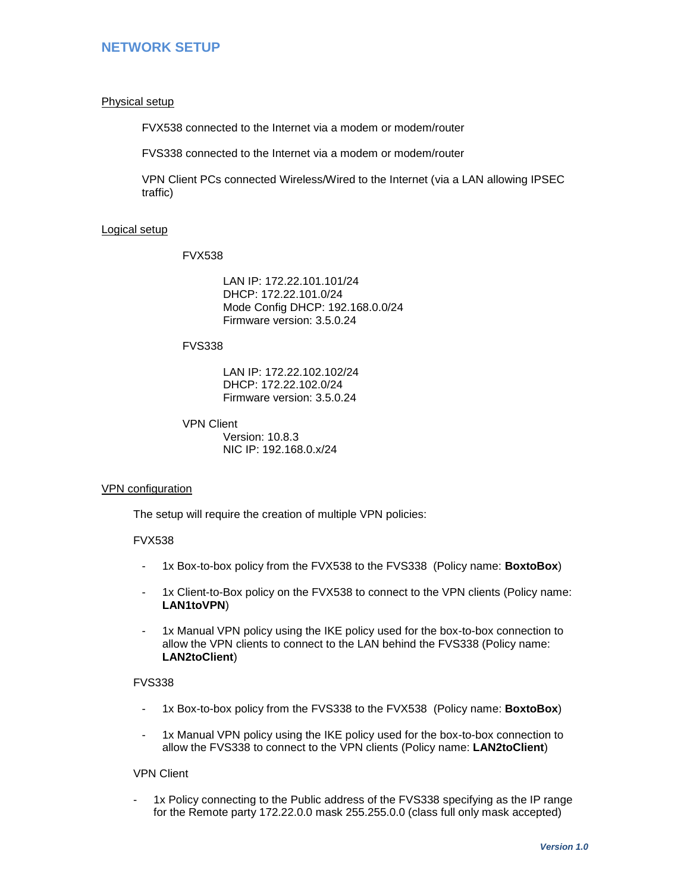# NETWORK SETUP

## Physical setup

FVX538 connected to the Internet via a modem or modem/router

FVS338 connected to the Internet via a modem or modem/router

VPN Client PCs connected Wireless/Wired to the Internet (via a LAN allowing IPSEC traffic)

## Logical setup

FVX538

LAN IP: 172.22.101.101/24
DHCP: 172.22.101.0/24
Mode Config DHCP: 192.168.0.0/24
Firmware version: 3.5.0.24

FVS338

LAN IP: 172.22.102.102/24
DHCP: 172.22.102.0/24
Firmware version: 3.5.0.24

VPN Client

Version: 10.8.3
NIC IP: 192.168.0.x/24

## VPN configuration

The setup will require the creation of multiple VPN policies:

FVX538

- 1x Box-to-box policy from the FVX538 to the FVS338 (Policy name: **BoxtoBox**)
- 1x Client-to-Box policy on the FVX538 to connect to the VPN clients (Policy name: **LAN1toVPN**)
- 1x Manual VPN policy using the IKE policy used for the box-to-box connection to allow the VPN clients to connect to the LAN behind the FVS338 (Policy name: **LAN2toClient**)

FVS338

- 1x Box-to-box policy from the FVS338 to the FVX538 (Policy name: **BoxtoBox**)
- 1x Manual VPN policy using the IKE policy used for the box-to-box connection to allow the FVS338 to connect to the VPN clients (Policy name: **LAN2toClient**)

VPN Client

- 1x Policy connecting to the Public address of the FVS338 specifying as the IP range for the Remote party 172.22.0.0 mask 255.255.0.0 (class full only mask accepted)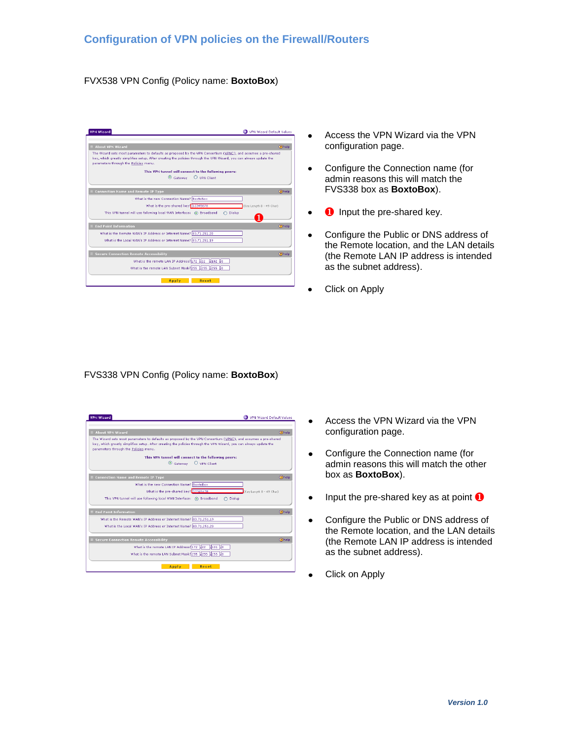## Configuration of VPN policies on the Firewall/Routers

FVX538 VPN Config (Policy name: **BoxtoBox**)

- Access the VPN Wizard via the VPN configuration page.
- Configure the Connection name (for admin reasons this will match the FVS338 box as **BoxtoBox**).
- ❶ Input the pre-shared key.
- Configure the Public or DNS address of the Remote location, and the LAN details (the Remote LAN IP address is intended as the subnet address).
- Click on Apply

FVS338 VPN Config (Policy name: **BoxtoBox**)

- Access the VPN Wizard via the VPN configuration page.
- Configure the Connection name (for admin reasons this will match the other box as **BoxtoBox**).
- Input the pre-shared key as at point ❶
- Configure the Public or DNS address of the Remote location, and the LAN details (the Remote LAN IP address is intended as the subnet address).
- Click on Apply

*Version 1.0*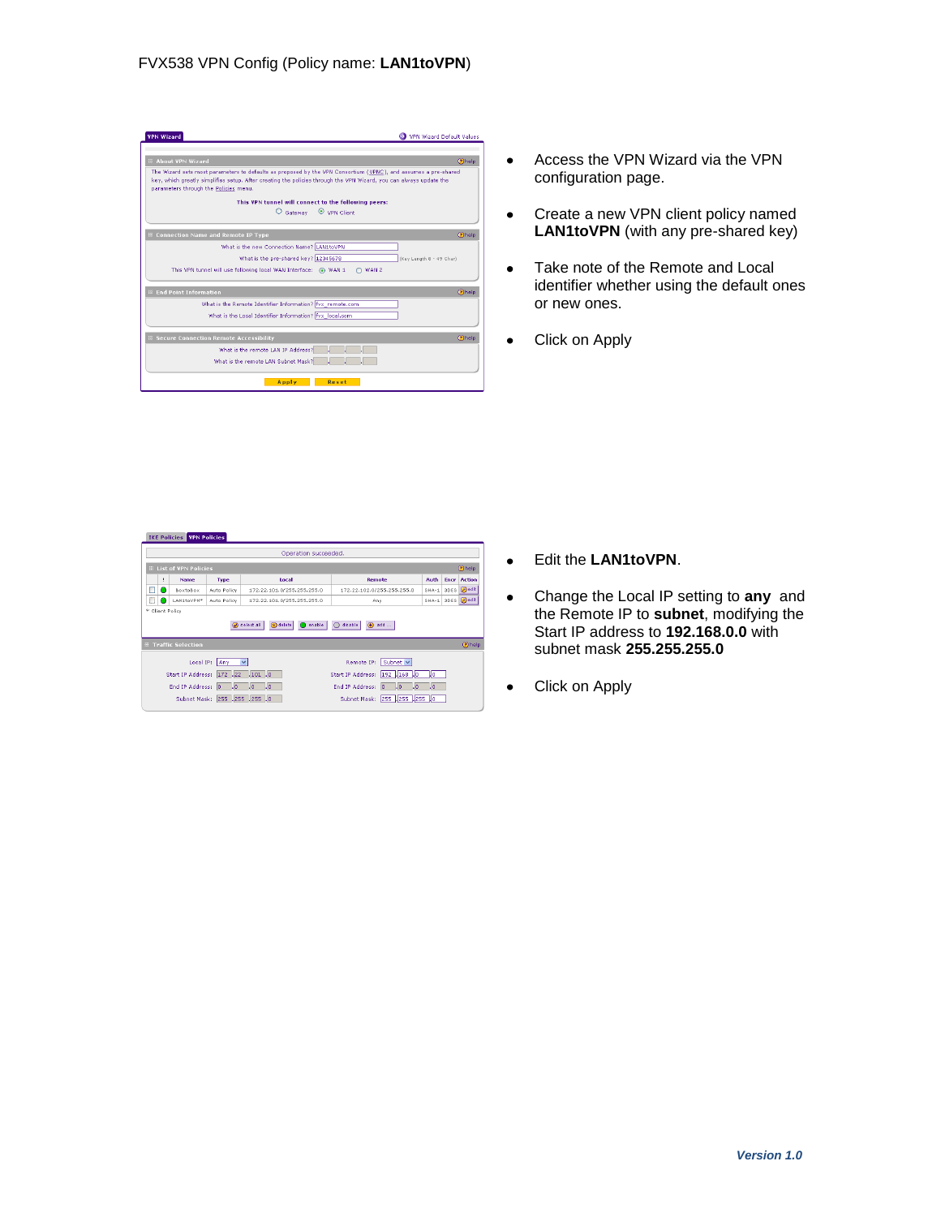FVX538 VPN Config (Policy name: **LAN1toVPN**)

- Access the VPN Wizard via the VPN configuration page.
- Create a new VPN client policy named **LAN1toVPN** (with any pre-shared key)
- Take note of the Remote and Local identifier whether using the default ones or new ones.
- Click on Apply

- Edit the **LAN1toVPN**.
- Change the Local IP setting to **any** and the Remote IP to **subnet**, modifying the Start IP address to **192.168.0.0** with subnet mask **255.255.255.0**
- Click on Apply

*Version 1.0*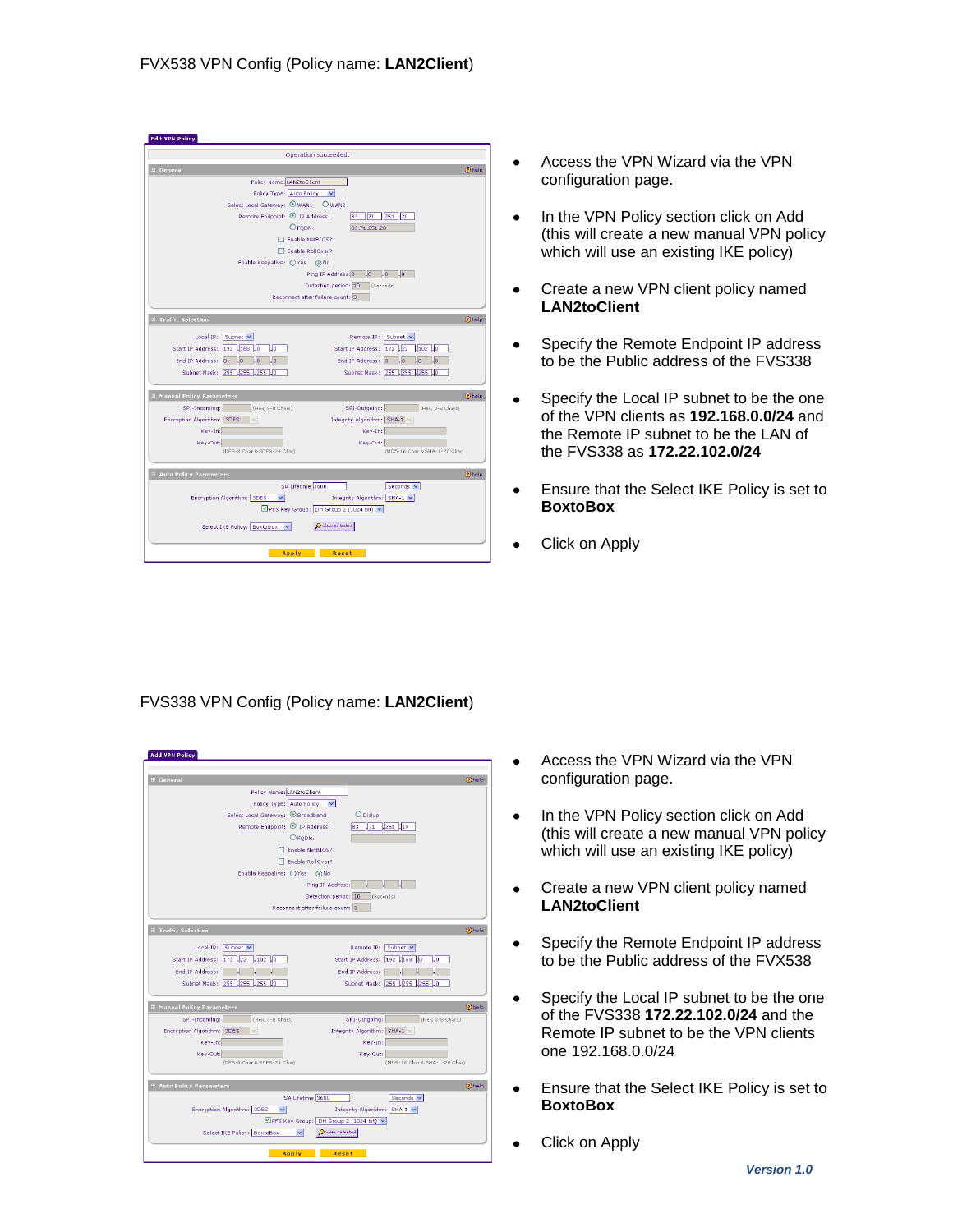FVX538 VPN Config (Policy name: **LAN2Client**)

- Access the VPN Wizard via the VPN configuration page.
- In the VPN Policy section click on Add (this will create a new manual VPN policy which will use an existing IKE policy)
- Create a new VPN client policy named **LAN2toClient**
- Specify the Remote Endpoint IP address to be the Public address of the FVS338
- Specify the Local IP subnet to be the one of the VPN clients as **192.168.0.0/24** and the Remote IP subnet to be the LAN of the FVS338 as **172.22.102.0/24**
- Ensure that the Select IKE Policy is set to **BoxtoBox**
- Click on Apply

FVS338 VPN Config (Policy name: **LAN2Client**)

- Access the VPN Wizard via the VPN configuration page.
- In the VPN Policy section click on Add (this will create a new manual VPN policy which will use an existing IKE policy)
- Create a new VPN client policy named **LAN2toClient**
- Specify the Remote Endpoint IP address to be the Public address of the FVX538
- Specify the Local IP subnet to be the one of the FVS338 **172.22.102.0/24** and the Remote IP subnet to be the VPN clients one 192.168.0.0/24
- Ensure that the Select IKE Policy is set to **BoxtoBox**
- Click on Apply

*Version 1.0*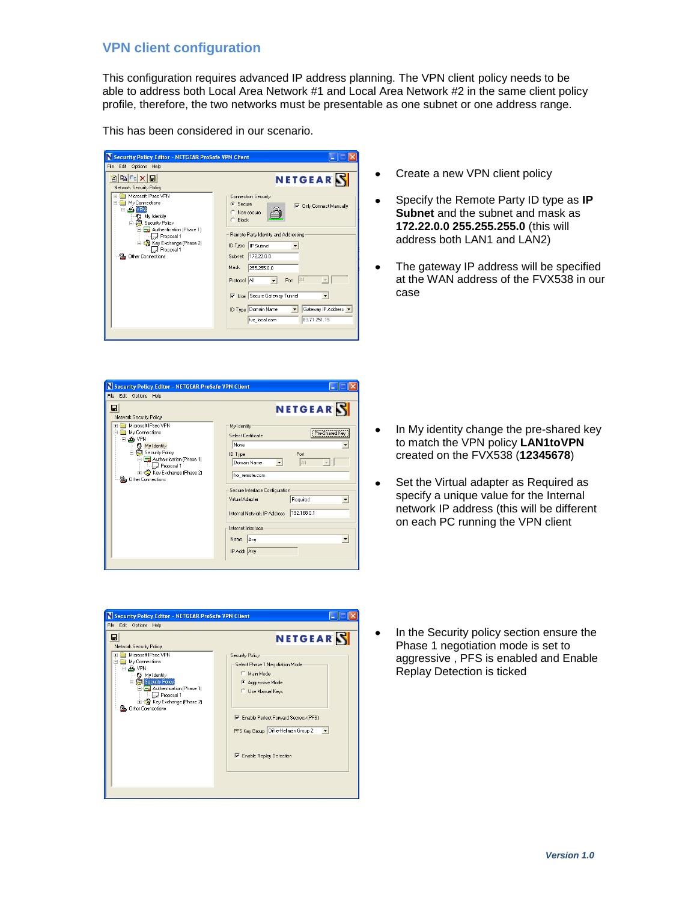## VPN client configuration

This configuration requires advanced IP address planning. The VPN client policy needs to be able to address both Local Area Network #1 and Local Area Network #2 in the same client policy profile, therefore, the two networks must be presentable as one subnet or one address range.

This has been considered in our scenario.

- Create a new VPN client policy
- Specify the Remote Party ID type as **IP Subnet** and the subnet and mask as **172.22.0.0 255.255.255.0** (this will address both LAN1 and LAN2)
- The gateway IP address will be specified at the WAN address of the FVX538 in our case

- In My identity change the pre-shared key to match the VPN policy **LAN1toVPN** created on the FVX538 (**12345678**)
- Set the Virtual adapter as Required as specify a unique value for the Internal network IP address (this will be different on each PC running the VPN client

- In the Security policy section ensure the Phase 1 negotiation mode is set to aggressive , PFS is enabled and Enable Replay Detection is ticked

*Version 1.0*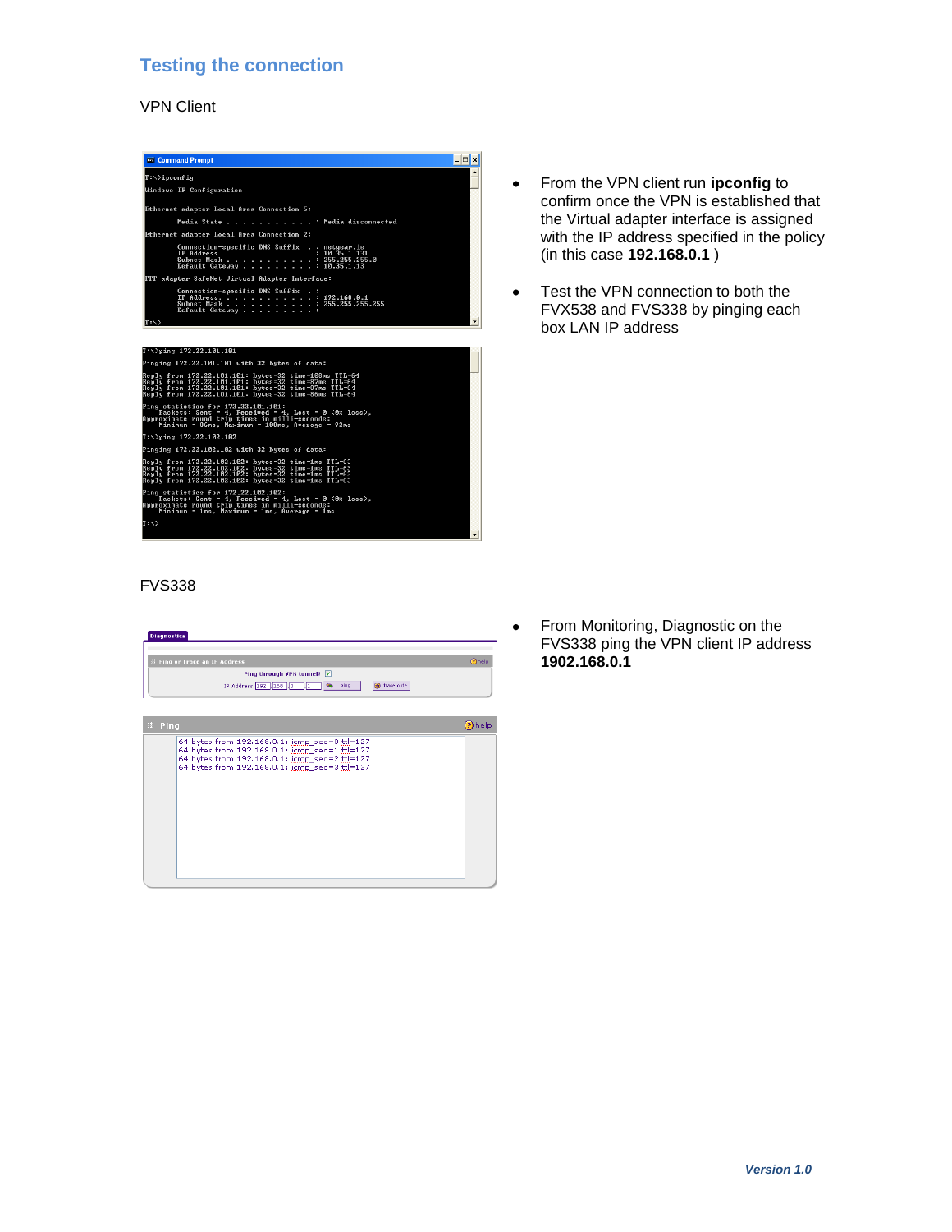## Testing the connection

VPN Client

- From the VPN client run **ipconfig** to confirm once the VPN is established that the Virtual adapter interface is assigned with the IP address specified in the policy (in this case **192.168.0.1** )
- Test the VPN connection to both the FVX538 and FVS338 by pinging each box LAN IP address

FVS338

- From Monitoring, Diagnostic on the FVS338 ping the VPN client IP address **1902.168.0.1**